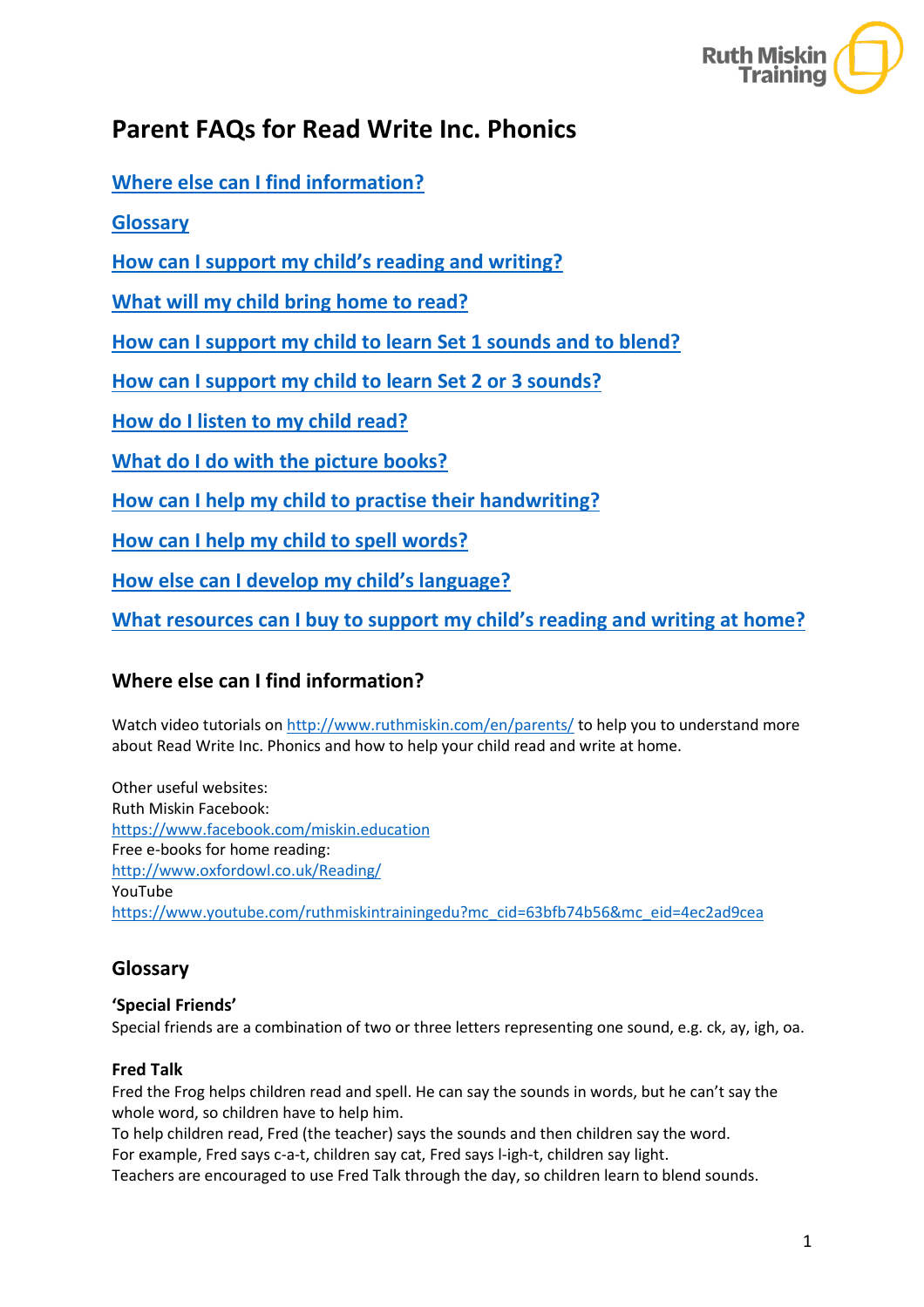# Parent FAQs for Read Write Inc. Phonics

[Where else can I find information?](#where-else-can-i-find-information)

[Glossary](#glossary)

[How can I support my child's reading and writing?](#)

[What will my child bring home to read?](#)

[How can I support my child to learn Set 1 sounds and to blend?](#)

[How can I support my child to learn Set 2 or 3 sounds?](#)

[How do I listen to my child read?](#)

[What do I do with the picture books?](#)

[How can I help my child to practise their handwriting?](#)

[How can I help my child to spell words?](#)

[How else can I develop my child's language?](#)

[What resources can I buy to support my child's reading and writing at home?](#)

## Where else can I find information?

Watch video tutorials on http://www.ruthmiskin.com/en/parents/ to help you to understand more about Read Write Inc. Phonics and how to help your child read and write at home.

Other useful websites:
Ruth Miskin Facebook:
https://www.facebook.com/miskin.education
Free e-books for home reading:
http://www.oxfordowl.co.uk/Reading/
YouTube
https://www.youtube.com/ruthmiskintrainingedu?mc_cid=63bfb74b56&mc_eid=4ec2ad9cea

## Glossary

**'Special Friends'**
Special friends are a combination of two or three letters representing one sound, e.g. ck, ay, igh, oa.

**Fred Talk**
Fred the Frog helps children read and spell. He can say the sounds in words, but he can't say the whole word, so children have to help him.
To help children read, Fred (the teacher) says the sounds and then children say the word.
For example, Fred says c-a-t, children say cat, Fred says l-igh-t, children say light.
Teachers are encouraged to use Fred Talk through the day, so children learn to blend sounds.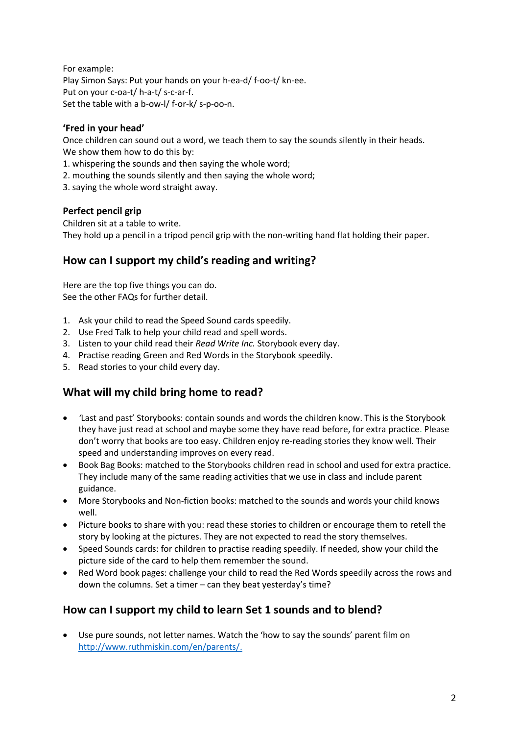For example:
Play Simon Says: Put your hands on your h-ea-d/ f-oo-t/ kn-ee.
Put on your c-oa-t/ h-a-t/ s-c-ar-f.
Set the table with a b-ow-l/ f-or-k/ s-p-oo-n.

#### 'Fred in your head'

Once children can sound out a word, we teach them to say the sounds silently in their heads.
We show them how to do this by:
1. whispering the sounds and then saying the whole word;
2. mouthing the sounds silently and then saying the whole word;
3. saying the whole word straight away.

#### Perfect pencil grip

Children sit at a table to write.
They hold up a pencil in a tripod pencil grip with the non-writing hand flat holding their paper.

## How can I support my child's reading and writing?

Here are the top five things you can do.
See the other FAQs for further detail.

1. Ask your child to read the Speed Sound cards speedily.
2. Use Fred Talk to help your child read and spell words.
3. Listen to your child read their *Read Write Inc.* Storybook every day.
4. Practise reading Green and Red Words in the Storybook speedily.
5. Read stories to your child every day.

## What will my child bring home to read?

- 'Last and past' Storybooks: contain sounds and words the children know. This is the Storybook they have just read at school and maybe some they have read before, for extra practice. Please don't worry that books are too easy. Children enjoy re-reading stories they know well. Their speed and understanding improves on every read.
- Book Bag Books: matched to the Storybooks children read in school and used for extra practice. They include many of the same reading activities that we use in class and include parent guidance.
- More Storybooks and Non-fiction books: matched to the sounds and words your child knows well.
- Picture books to share with you: read these stories to children or encourage them to retell the story by looking at the pictures. They are not expected to read the story themselves.
- Speed Sounds cards: for children to practise reading speedily. If needed, show your child the picture side of the card to help them remember the sound.
- Red Word book pages: challenge your child to read the Red Words speedily across the rows and down the columns. Set a timer – can they beat yesterday's time?

## How can I support my child to learn Set 1 sounds and to blend?

- Use pure sounds, not letter names. Watch the 'how to say the sounds' parent film on http://www.ruthmiskin.com/en/parents/.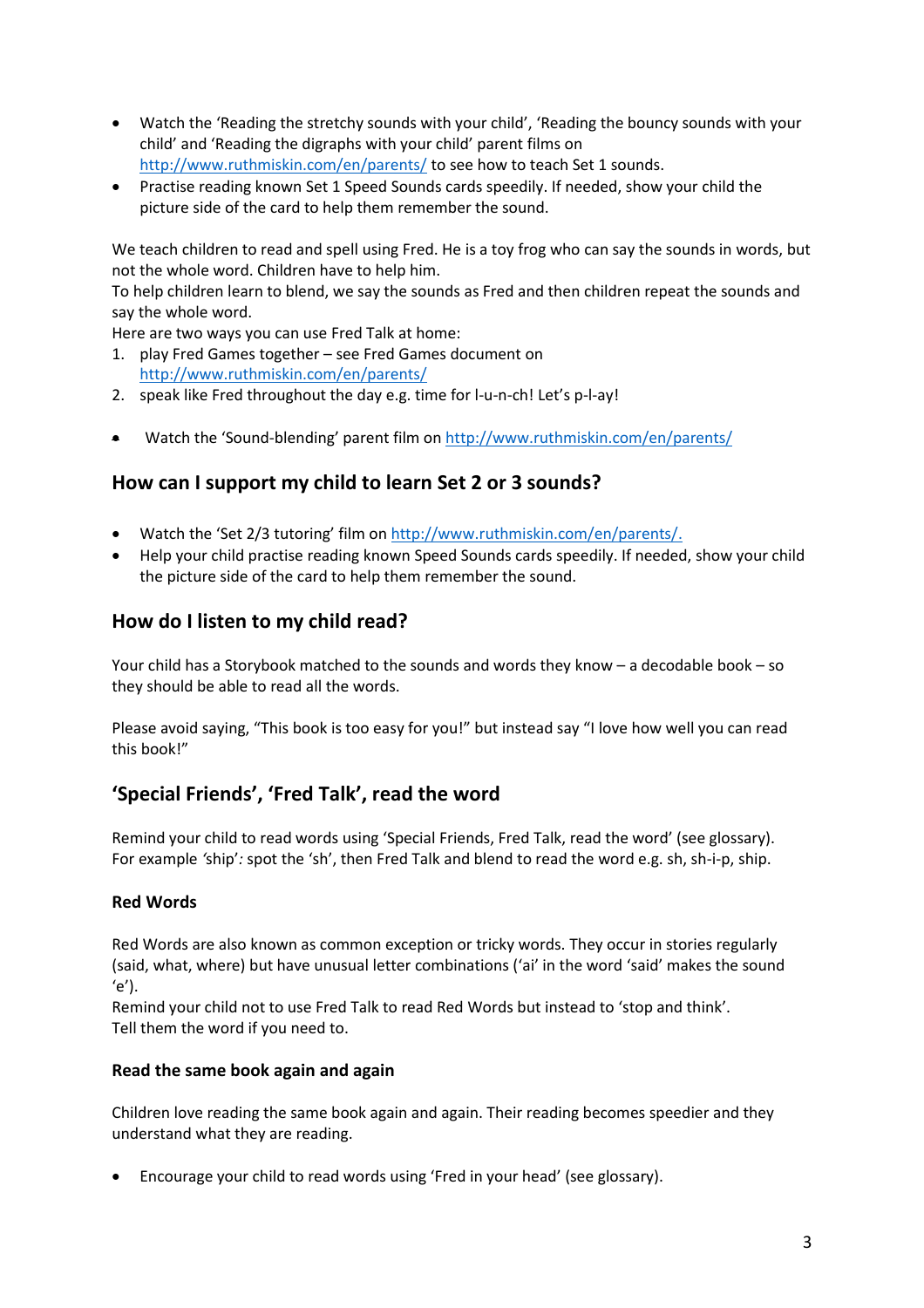- Watch the 'Reading the stretchy sounds with your child', 'Reading the bouncy sounds with your child' and 'Reading the digraphs with your child' parent films on http://www.ruthmiskin.com/en/parents/ to see how to teach Set 1 sounds.
- Practise reading known Set 1 Speed Sounds cards speedily. If needed, show your child the picture side of the card to help them remember the sound.

We teach children to read and spell using Fred. He is a toy frog who can say the sounds in words, but not the whole word. Children have to help him.
To help children learn to blend, we say the sounds as Fred and then children repeat the sounds and say the whole word.
Here are two ways you can use Fred Talk at home:

1. play Fred Games together – see Fred Games document on http://www.ruthmiskin.com/en/parents/
2. speak like Fred throughout the day e.g. time for l-u-n-ch! Let's p-l-ay!

- Watch the 'Sound-blending' parent film on http://www.ruthmiskin.com/en/parents/

## How can I support my child to learn Set 2 or 3 sounds?

- Watch the 'Set 2/3 tutoring' film on http://www.ruthmiskin.com/en/parents/.
- Help your child practise reading known Speed Sounds cards speedily. If needed, show your child the picture side of the card to help them remember the sound.

## How do I listen to my child read?

Your child has a Storybook matched to the sounds and words they know – a decodable book – so they should be able to read all the words.

Please avoid saying, "This book is too easy for you!" but instead say "I love how well you can read this book!"

## 'Special Friends', 'Fred Talk', read the word

Remind your child to read words using 'Special Friends, Fred Talk, read the word' (see glossary).
For example *'ship'*: spot the 'sh', then Fred Talk and blend to read the word e.g. sh, sh-i-p, ship.

### Red Words

Red Words are also known as common exception or tricky words. They occur in stories regularly (said, what, where) but have unusual letter combinations ('ai' in the word 'said' makes the sound 'e').
Remind your child not to use Fred Talk to read Red Words but instead to 'stop and think'.
Tell them the word if you need to.

### Read the same book again and again

Children love reading the same book again and again. Their reading becomes speedier and they understand what they are reading.

- Encourage your child to read words using 'Fred in your head' (see glossary).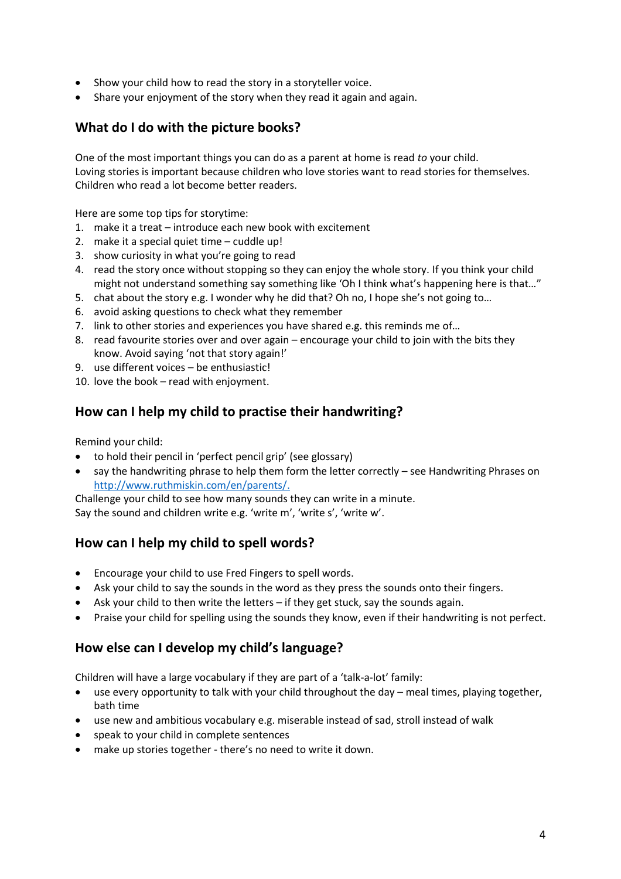- Show your child how to read the story in a storyteller voice.
- Share your enjoyment of the story when they read it again and again.

## What do I do with the picture books?

One of the most important things you can do as a parent at home is read *to* your child.
Loving stories is important because children who love stories want to read stories for themselves.
Children who read a lot become better readers.

Here are some top tips for storytime:

1. make it a treat – introduce each new book with excitement
2. make it a special quiet time – cuddle up!
3. show curiosity in what you're going to read
4. read the story once without stopping so they can enjoy the whole story. If you think your child might not understand something say something like 'Oh I think what's happening here is that…"
5. chat about the story e.g. I wonder why he did that? Oh no, I hope she's not going to…
6. avoid asking questions to check what they remember
7. link to other stories and experiences you have shared e.g. this reminds me of…
8. read favourite stories over and over again – encourage your child to join with the bits they know. Avoid saying 'not that story again!'
9. use different voices – be enthusiastic!
10. love the book – read with enjoyment.

## How can I help my child to practise their handwriting?

Remind your child:

- to hold their pencil in 'perfect pencil grip' (see glossary)
- say the handwriting phrase to help them form the letter correctly – see Handwriting Phrases on [http://www.ruthmiskin.com/en/parents/.](http://www.ruthmiskin.com/en/parents/)

Challenge your child to see how many sounds they can write in a minute.
Say the sound and children write e.g. 'write m', 'write s', 'write w'.

## How can I help my child to spell words?

- Encourage your child to use Fred Fingers to spell words.
- Ask your child to say the sounds in the word as they press the sounds onto their fingers.
- Ask your child to then write the letters – if they get stuck, say the sounds again.
- Praise your child for spelling using the sounds they know, even if their handwriting is not perfect.

## How else can I develop my child's language?

Children will have a large vocabulary if they are part of a 'talk-a-lot' family:

- use every opportunity to talk with your child throughout the day – meal times, playing together, bath time
- use new and ambitious vocabulary e.g. miserable instead of sad, stroll instead of walk
- speak to your child in complete sentences
- make up stories together - there's no need to write it down.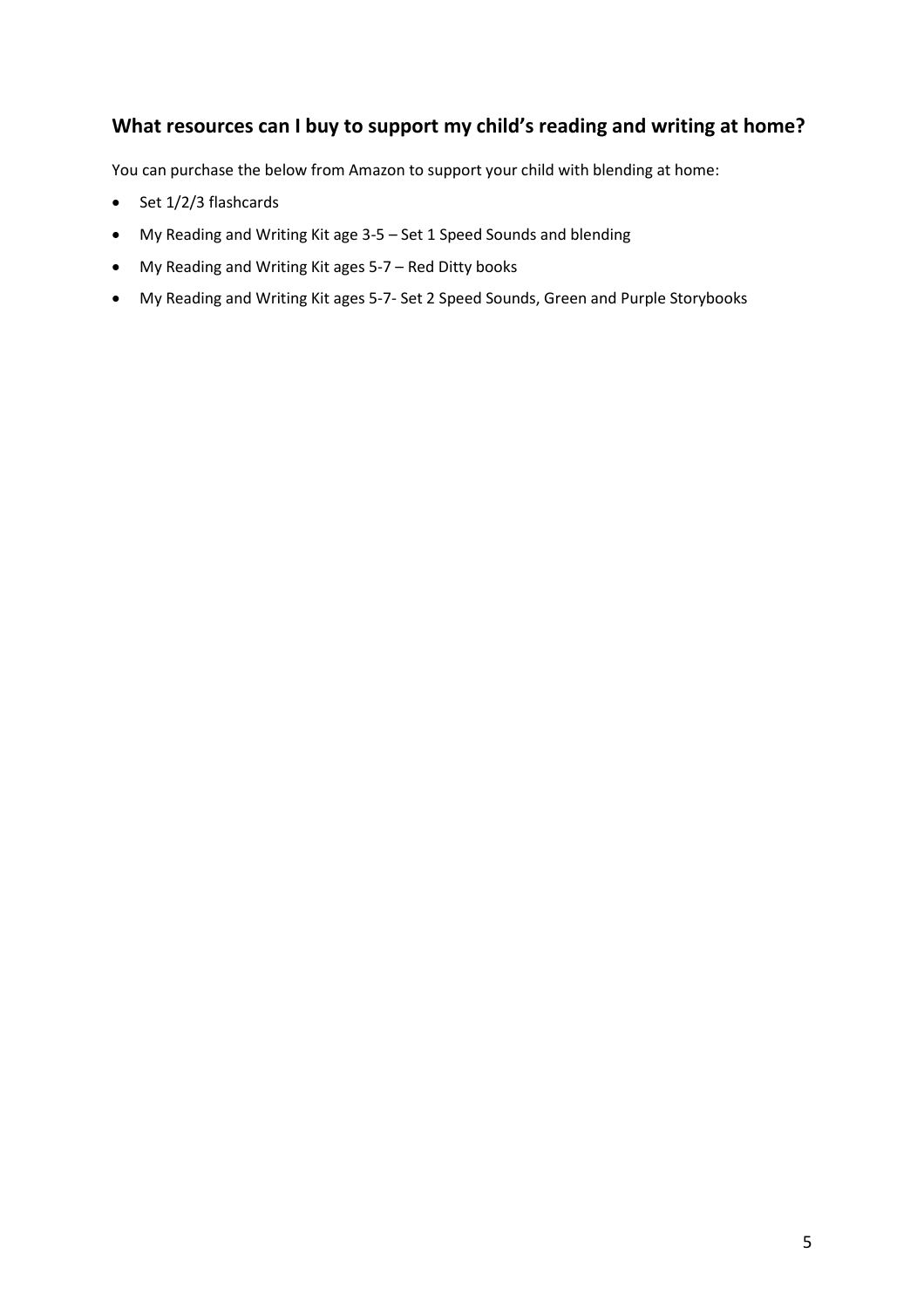## What resources can I buy to support my child's reading and writing at home?

You can purchase the below from Amazon to support your child with blending at home:

- Set 1/2/3 flashcards
- My Reading and Writing Kit age 3-5 – Set 1 Speed Sounds and blending
- My Reading and Writing Kit ages 5-7 – Red Ditty books
- My Reading and Writing Kit ages 5-7- Set 2 Speed Sounds, Green and Purple Storybooks